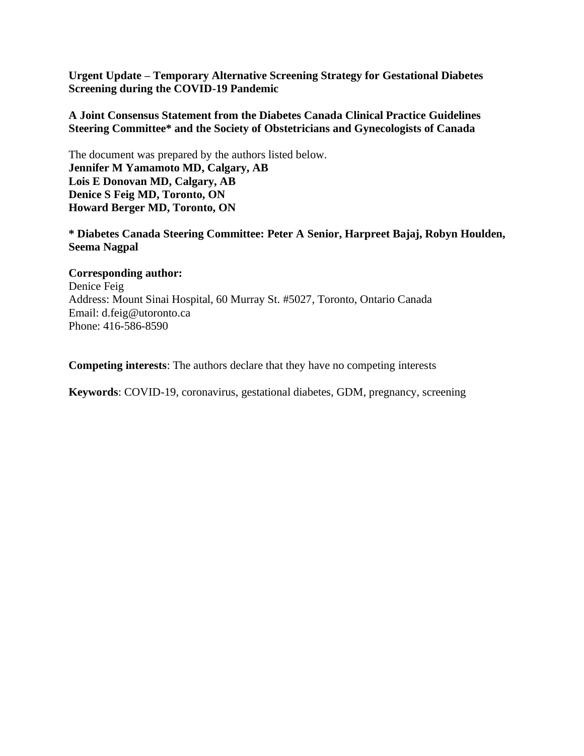**Urgent Update – Temporary Alternative Screening Strategy for Gestational Diabetes Screening during the COVID-19 Pandemic**

**A Joint Consensus Statement from the Diabetes Canada Clinical Practice Guidelines Steering Committee* and the Society of Obstetricians and Gynecologists of Canada**

The document was prepared by the authors listed below.
**Jennifer M Yamamoto MD, Calgary, AB**
**Lois E Donovan MD, Calgary, AB**
**Denice S Feig MD, Toronto, ON**
**Howard Berger MD, Toronto, ON**

*** Diabetes Canada Steering Committee: Peter A Senior, Harpreet Bajaj, Robyn Houlden, Seema Nagpal**

**Corresponding author:**
Denice Feig
Address: Mount Sinai Hospital, 60 Murray St. #5027, Toronto, Ontario Canada
Email: d.feig@utoronto.ca
Phone: 416-586-8590

**Competing interests**: The authors declare that they have no competing interests

**Keywords**: COVID-19, coronavirus, gestational diabetes, GDM, pregnancy, screening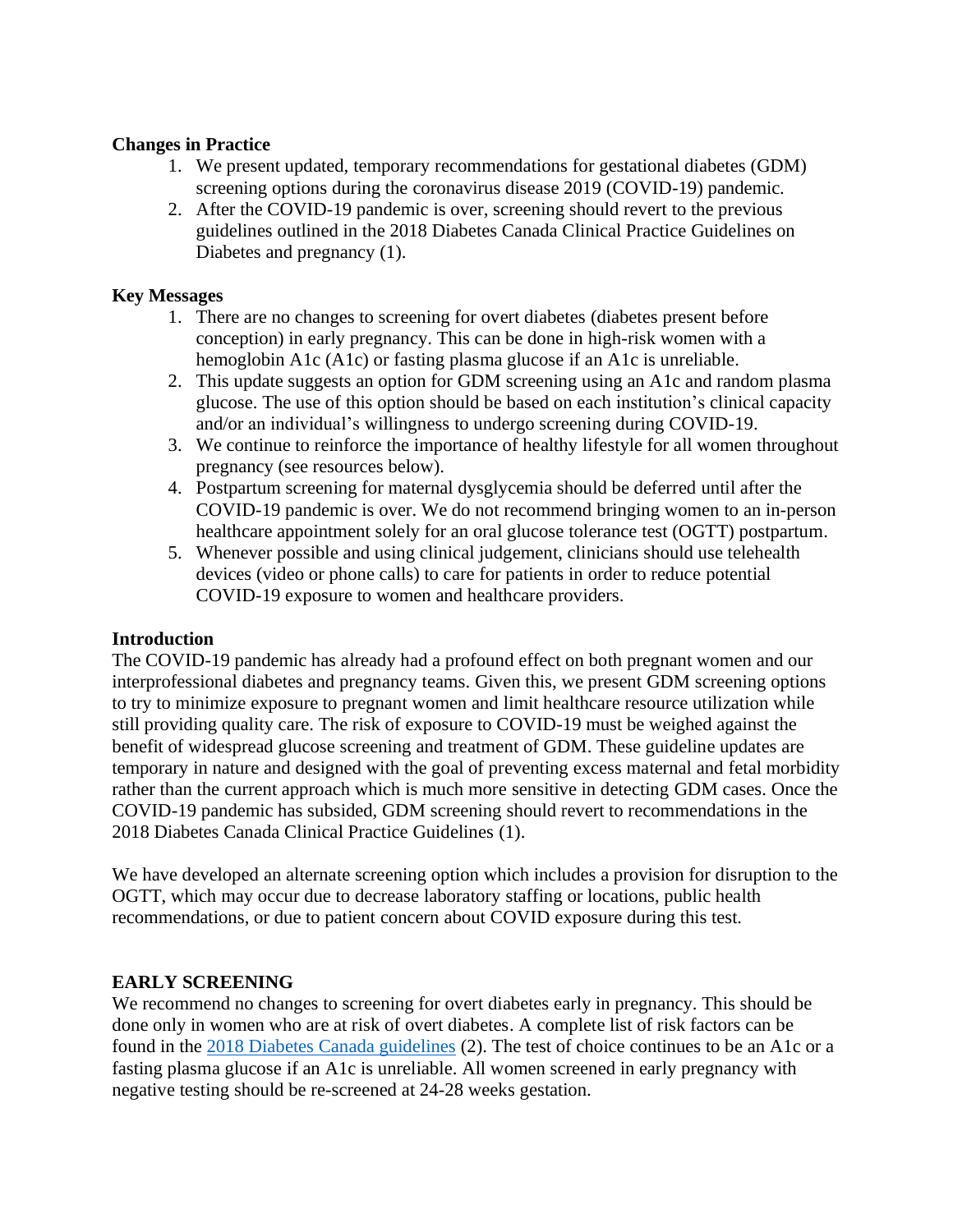**Changes in Practice**

1. We present updated, temporary recommendations for gestational diabetes (GDM) screening options during the coronavirus disease 2019 (COVID-19) pandemic.
2. After the COVID-19 pandemic is over, screening should revert to the previous guidelines outlined in the 2018 Diabetes Canada Clinical Practice Guidelines on Diabetes and pregnancy (1).

**Key Messages**

1. There are no changes to screening for overt diabetes (diabetes present before conception) in early pregnancy. This can be done in high-risk women with a hemoglobin A1c (A1c) or fasting plasma glucose if an A1c is unreliable.
2. This update suggests an option for GDM screening using an A1c and random plasma glucose. The use of this option should be based on each institution's clinical capacity and/or an individual's willingness to undergo screening during COVID-19.
3. We continue to reinforce the importance of healthy lifestyle for all women throughout pregnancy (see resources below).
4. Postpartum screening for maternal dysglycemia should be deferred until after the COVID-19 pandemic is over. We do not recommend bringing women to an in-person healthcare appointment solely for an oral glucose tolerance test (OGTT) postpartum.
5. Whenever possible and using clinical judgement, clinicians should use telehealth devices (video or phone calls) to care for patients in order to reduce potential COVID-19 exposure to women and healthcare providers.

**Introduction**

The COVID-19 pandemic has already had a profound effect on both pregnant women and our interprofessional diabetes and pregnancy teams. Given this, we present GDM screening options to try to minimize exposure to pregnant women and limit healthcare resource utilization while still providing quality care. The risk of exposure to COVID-19 must be weighed against the benefit of widespread glucose screening and treatment of GDM. These guideline updates are temporary in nature and designed with the goal of preventing excess maternal and fetal morbidity rather than the current approach which is much more sensitive in detecting GDM cases. Once the COVID-19 pandemic has subsided, GDM screening should revert to recommendations in the 2018 Diabetes Canada Clinical Practice Guidelines (1).

We have developed an alternate screening option which includes a provision for disruption to the OGTT, which may occur due to decrease laboratory staffing or locations, public health recommendations, or due to patient concern about COVID exposure during this test.

**EARLY SCREENING**

We recommend no changes to screening for overt diabetes early in pregnancy. This should be done only in women who are at risk of overt diabetes. A complete list of risk factors can be found in the 2018 Diabetes Canada guidelines (2). The test of choice continues to be an A1c or a fasting plasma glucose if an A1c is unreliable. All women screened in early pregnancy with negative testing should be re-screened at 24-28 weeks gestation.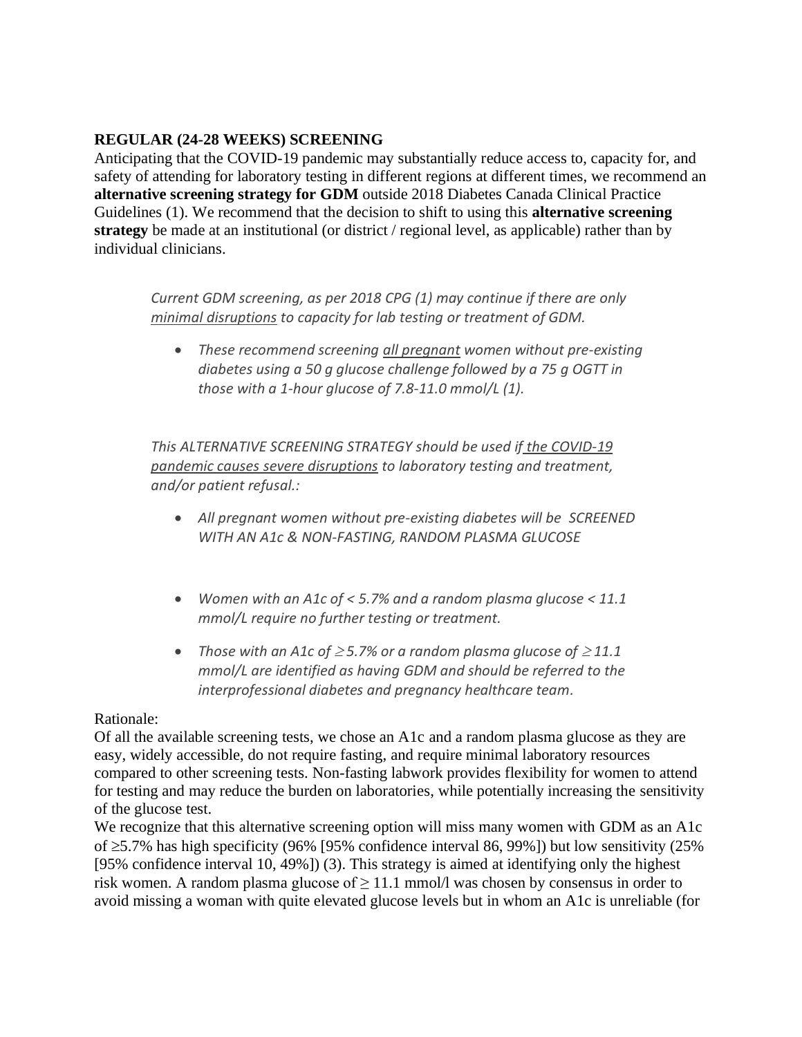**REGULAR (24-28 WEEKS) SCREENING**

Anticipating that the COVID-19 pandemic may substantially reduce access to, capacity for, and safety of attending for laboratory testing in different regions at different times, we recommend an **alternative screening strategy for GDM** outside 2018 Diabetes Canada Clinical Practice Guidelines (1). We recommend that the decision to shift to using this **alternative screening strategy** be made at an institutional (or district / regional level, as applicable) rather than by individual clinicians.

> *Current GDM screening, as per 2018 CPG (1) may continue if there are only* <u>*minimal disruptions*</u> *to capacity for lab testing or treatment of GDM.*
>
> - *These recommend screening* <u>*all pregnant*</u> *women without pre-existing diabetes using a 50 g glucose challenge followed by a 75 g OGTT in those with a 1-hour glucose of 7.8-11.0 mmol/L (1).*
>
> *This ALTERNATIVE SCREENING STRATEGY should be used if* <u>*the COVID-19 pandemic causes severe disruptions*</u> *to laboratory testing and treatment, and/or patient refusal.:*
>
> - *All pregnant women without pre-existing diabetes will be SCREENED WITH AN A1c & NON-FASTING, RANDOM PLASMA GLUCOSE*
> - *Women with an A1c of < 5.7% and a random plasma glucose < 11.1 mmol/L require no further testing or treatment.*
> - *Those with an A1c of ≥ 5.7% or a random plasma glucose of ≥ 11.1 mmol/L are identified as having GDM and should be referred to the interprofessional diabetes and pregnancy healthcare team.*

Rationale:

Of all the available screening tests, we chose an A1c and a random plasma glucose as they are easy, widely accessible, do not require fasting, and require minimal laboratory resources compared to other screening tests. Non-fasting labwork provides flexibility for women to attend for testing and may reduce the burden on laboratories, while potentially increasing the sensitivity of the glucose test.

We recognize that this alternative screening option will miss many women with GDM as an A1c of ≥5.7% has high specificity (96% [95% confidence interval 86, 99%]) but low sensitivity (25% [95% confidence interval 10, 49%]) (3). This strategy is aimed at identifying only the highest risk women. A random plasma glucose of ≥ 11.1 mmol/l was chosen by consensus in order to avoid missing a woman with quite elevated glucose levels but in whom an A1c is unreliable (for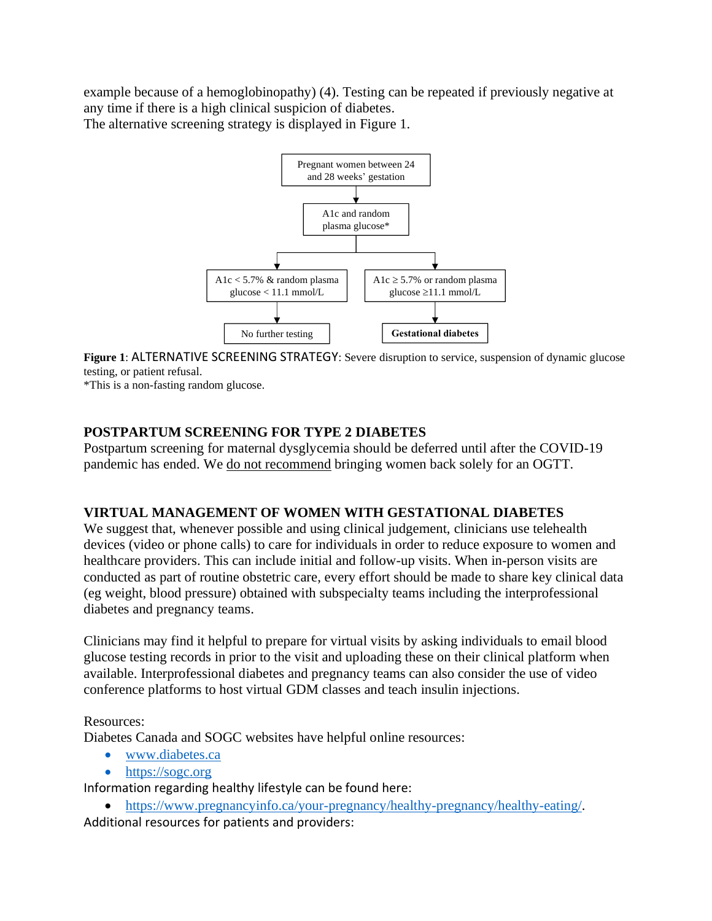example because of a hemoglobinopathy) (4). Testing can be repeated if previously negative at any time if there is a high clinical suspicion of diabetes.
The alternative screening strategy is displayed in Figure 1.

```
Pregnant women between 24 and 28 weeks' gestation
        ↓
A1c and random plasma glucose*
        ↓
   ┌────────────────────────────────┴────────────────────────────────┐
   ↓                                                                 ↓
A1c < 5.7% & random plasma glucose < 11.1 mmol/L      A1c ≥ 5.7% or random plasma glucose ≥11.1 mmol/L
   ↓                                                                 ↓
No further testing                                    Gestational diabetes
```

**Figure 1**: ALTERNATIVE SCREENING STRATEGY: Severe disruption to service, suspension of dynamic glucose testing, or patient refusal.
*This is a non-fasting random glucose.

## POSTPARTUM SCREENING FOR TYPE 2 DIABETES

Postpartum screening for maternal dysglycemia should be deferred until after the COVID-19 pandemic has ended. We do not recommend bringing women back solely for an OGTT.

## VIRTUAL MANAGEMENT OF WOMEN WITH GESTATIONAL DIABETES

We suggest that, whenever possible and using clinical judgement, clinicians use telehealth devices (video or phone calls) to care for individuals in order to reduce exposure to women and healthcare providers. This can include initial and follow-up visits. When in-person visits are conducted as part of routine obstetric care, every effort should be made to share key clinical data (eg weight, blood pressure) obtained with subspecialty teams including the interprofessional diabetes and pregnancy teams.

Clinicians may find it helpful to prepare for virtual visits by asking individuals to email blood glucose testing records in prior to the visit and uploading these on their clinical platform when available. Interprofessional diabetes and pregnancy teams can also consider the use of video conference platforms to host virtual GDM classes and teach insulin injections.

Resources:
Diabetes Canada and SOGC websites have helpful online resources:

- www.diabetes.ca
- https://sogc.org

Information regarding healthy lifestyle can be found here:

- https://www.pregnancyinfo.ca/your-pregnancy/healthy-pregnancy/healthy-eating/.

Additional resources for patients and providers: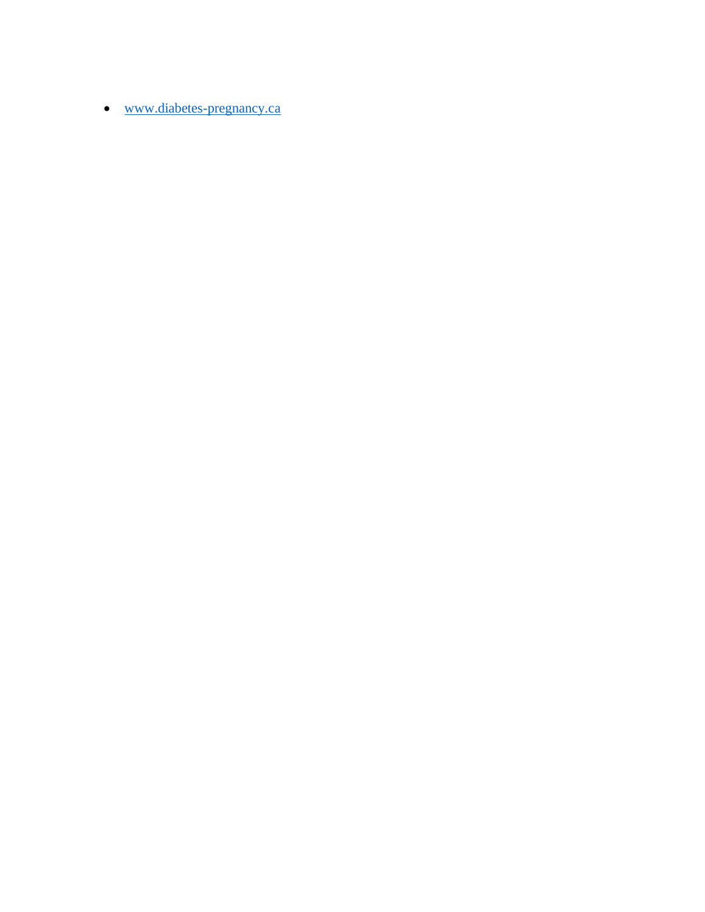- www.diabetes-pregnancy.ca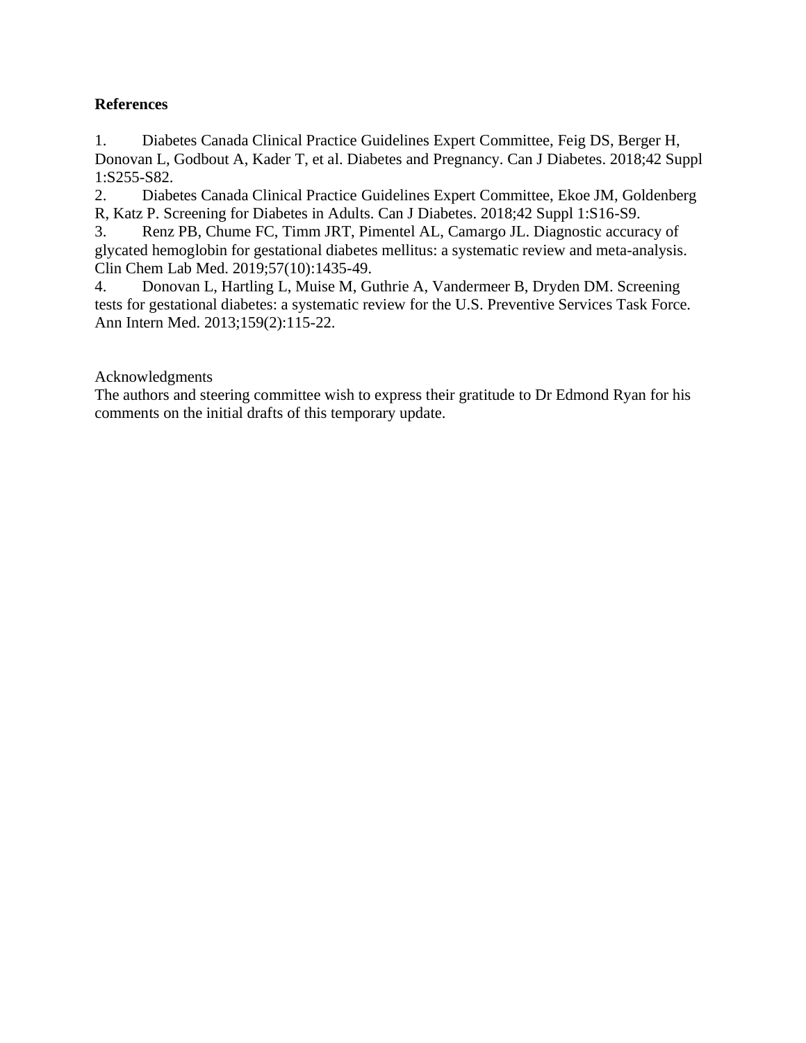**References**

1. Diabetes Canada Clinical Practice Guidelines Expert Committee, Feig DS, Berger H, Donovan L, Godbout A, Kader T, et al. Diabetes and Pregnancy. Can J Diabetes. 2018;42 Suppl 1:S255-S82.
2. Diabetes Canada Clinical Practice Guidelines Expert Committee, Ekoe JM, Goldenberg R, Katz P. Screening for Diabetes in Adults. Can J Diabetes. 2018;42 Suppl 1:S16-S9.
3. Renz PB, Chume FC, Timm JRT, Pimentel AL, Camargo JL. Diagnostic accuracy of glycated hemoglobin for gestational diabetes mellitus: a systematic review and meta-analysis. Clin Chem Lab Med. 2019;57(10):1435-49.
4. Donovan L, Hartling L, Muise M, Guthrie A, Vandermeer B, Dryden DM. Screening tests for gestational diabetes: a systematic review for the U.S. Preventive Services Task Force. Ann Intern Med. 2013;159(2):115-22.

Acknowledgments

The authors and steering committee wish to express their gratitude to Dr Edmond Ryan for his comments on the initial drafts of this temporary update.